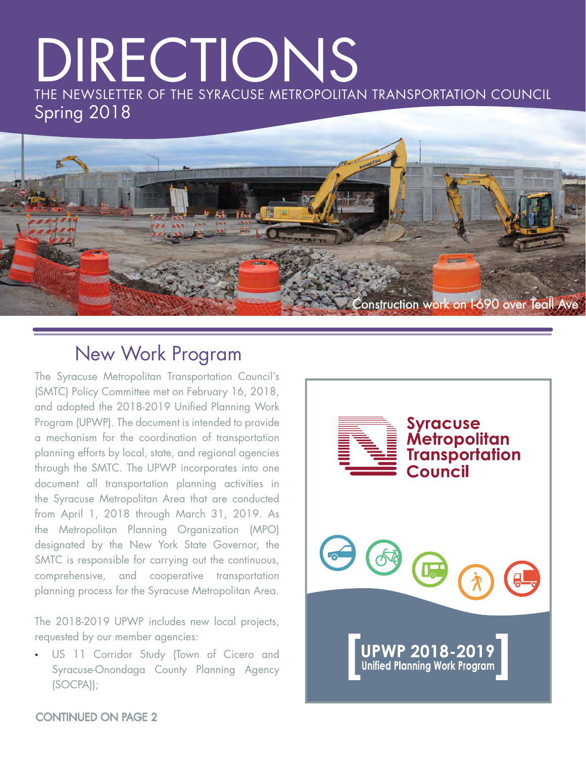# DIRECTIONS

THE NEWSLETTER OF THE SYRACUSE METROPOLITAN TRANSPORTATION COUNCIL

Spring 2018

Construction work on I-690 over Teall Ave

## New Work Program

The Syracuse Metropolitan Transportation Council's (SMTC) Policy Committee met on February 16, 2018, and adopted the 2018-2019 Unified Planning Work Program (UPWP). The document is intended to provide a mechanism for the coordination of transportation planning efforts by local, state, and regional agencies through the SMTC. The UPWP incorporates into one document all transportation planning activities in the Syracuse Metropolitan Area that are conducted from April 1, 2018 through March 31, 2019. As the Metropolitan Planning Organization (MPO) designated by the New York State Governor, the SMTC is responsible for carrying out the continuous, comprehensive, and cooperative transportation planning process for the Syracuse Metropolitan Area.

The 2018-2019 UPWP includes new local projects, requested by our member agencies:

- US 11 Corridor Study (Town of Cicero and Syracuse-Onondaga County Planning Agency (SOCPA));

CONTINUED ON PAGE 2

Syracuse Metropolitan Transportation Council

UPWP 2018-2019
Unified Planning Work Program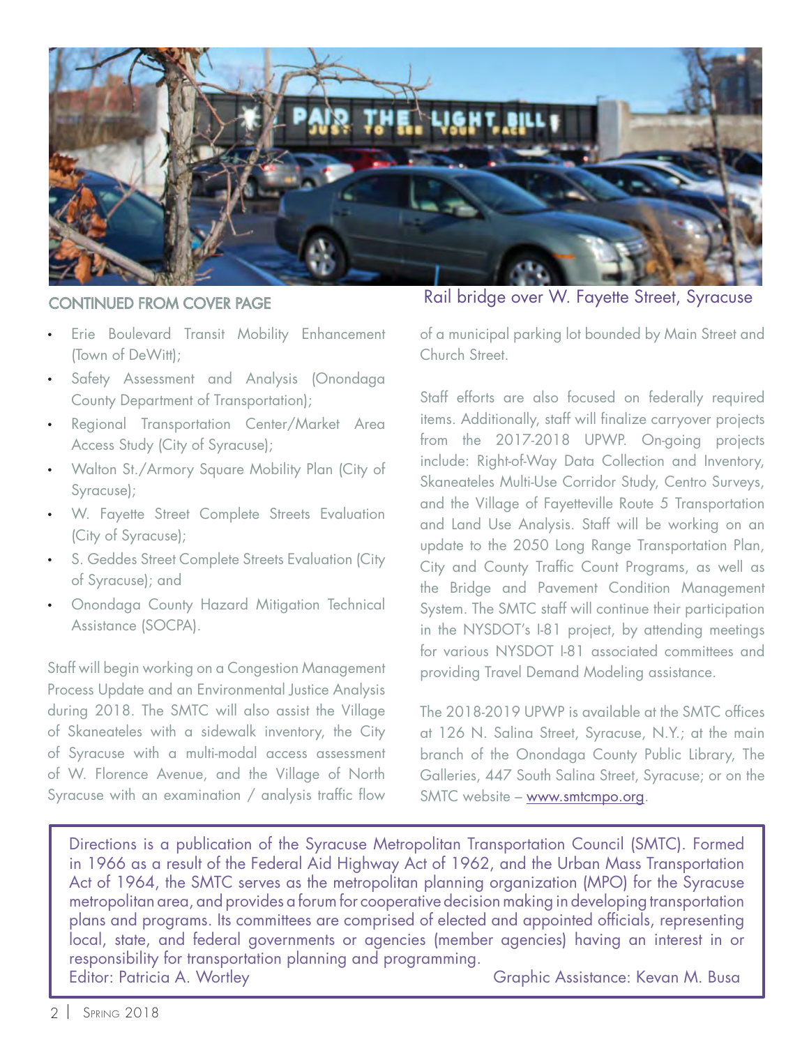Rail bridge over W. Fayette Street, Syracuse

## CONTINUED FROM COVER PAGE

- Erie Boulevard Transit Mobility Enhancement (Town of DeWitt);
- Safety Assessment and Analysis (Onondaga County Department of Transportation);
- Regional Transportation Center/Market Area Access Study (City of Syracuse);
- Walton St./Armory Square Mobility Plan (City of Syracuse);
- W. Fayette Street Complete Streets Evaluation (City of Syracuse);
- S. Geddes Street Complete Streets Evaluation (City of Syracuse); and
- Onondaga County Hazard Mitigation Technical Assistance (SOCPA).

Staff will begin working on a Congestion Management Process Update and an Environmental Justice Analysis during 2018. The SMTC will also assist the Village of Skaneateles with a sidewalk inventory, the City of Syracuse with a multi-modal access assessment of W. Florence Avenue, and the Village of North Syracuse with an examination / analysis traffic flow of a municipal parking lot bounded by Main Street and Church Street.

Staff efforts are also focused on federally required items. Additionally, staff will finalize carryover projects from the 2017-2018 UPWP. On-going projects include: Right-of-Way Data Collection and Inventory, Skaneateles Multi-Use Corridor Study, Centro Surveys, and the Village of Fayetteville Route 5 Transportation and Land Use Analysis. Staff will be working on an update to the 2050 Long Range Transportation Plan, City and County Traffic Count Programs, as well as the Bridge and Pavement Condition Management System. The SMTC staff will continue their participation in the NYSDOT's I-81 project, by attending meetings for various NYSDOT I-81 associated committees and providing Travel Demand Modeling assistance.

The 2018-2019 UPWP is available at the SMTC offices at 126 N. Salina Street, Syracuse, N.Y.; at the main branch of the Onondaga County Public Library, The Galleries, 447 South Salina Street, Syracuse; or on the SMTC website – www.smtcmpo.org.

Directions is a publication of the Syracuse Metropolitan Transportation Council (SMTC). Formed in 1966 as a result of the Federal Aid Highway Act of 1962, and the Urban Mass Transportation Act of 1964, the SMTC serves as the metropolitan planning organization (MPO) for the Syracuse metropolitan area, and provides a forum for cooperative decision making in developing transportation plans and programs. Its committees are comprised of elected and appointed officials, representing local, state, and federal governments or agencies (member agencies) having an interest in or responsibility for transportation planning and programming.

Editor: Patricia A. Wortley

Graphic Assistance: Kevan M. Busa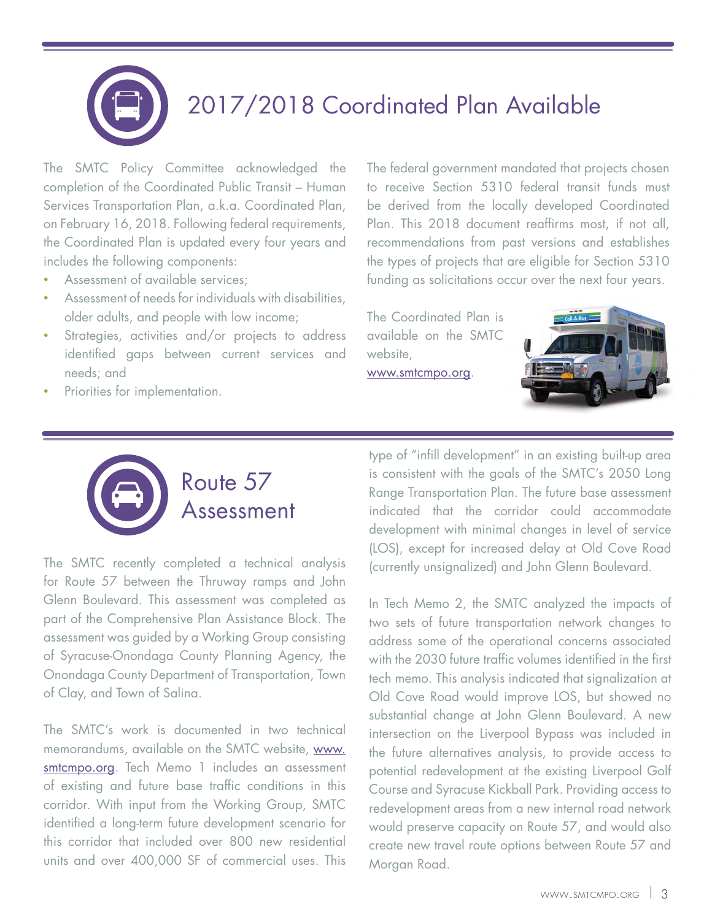# 2017/2018 Coordinated Plan Available

The SMTC Policy Committee acknowledged the completion of the Coordinated Public Transit – Human Services Transportation Plan, a.k.a. Coordinated Plan, on February 16, 2018. Following federal requirements, the Coordinated Plan is updated every four years and includes the following components:

- Assessment of available services;
- Assessment of needs for individuals with disabilities, older adults, and people with low income;
- Strategies, activities and/or projects to address identified gaps between current services and needs; and
- Priorities for implementation.

The federal government mandated that projects chosen to receive Section 5310 federal transit funds must be derived from the locally developed Coordinated Plan. This 2018 document reaffirms most, if not all, recommendations from past versions and establishes the types of projects that are eligible for Section 5310 funding as solicitations occur over the next four years.

The Coordinated Plan is available on the SMTC website, www.smtcmpo.org.

# Route 57 Assessment

The SMTC recently completed a technical analysis for Route 57 between the Thruway ramps and John Glenn Boulevard. This assessment was completed as part of the Comprehensive Plan Assistance Block. The assessment was guided by a Working Group consisting of Syracuse-Onondaga County Planning Agency, the Onondaga County Department of Transportation, Town of Clay, and Town of Salina.

The SMTC's work is documented in two technical memorandums, available on the SMTC website, www.smtcmpo.org. Tech Memo 1 includes an assessment of existing and future base traffic conditions in this corridor. With input from the Working Group, SMTC identified a long-term future development scenario for this corridor that included over 800 new residential units and over 400,000 SF of commercial uses. This type of "infill development" in an existing built-up area is consistent with the goals of the SMTC's 2050 Long Range Transportation Plan. The future base assessment indicated that the corridor could accommodate development with minimal changes in level of service (LOS), except for increased delay at Old Cove Road (currently unsignalized) and John Glenn Boulevard.

In Tech Memo 2, the SMTC analyzed the impacts of two sets of future transportation network changes to address some of the operational concerns associated with the 2030 future traffic volumes identified in the first tech memo. This analysis indicated that signalization at Old Cove Road would improve LOS, but showed no substantial change at John Glenn Boulevard. A new intersection on the Liverpool Bypass was included in the future alternatives analysis, to provide access to potential redevelopment at the existing Liverpool Golf Course and Syracuse Kickball Park. Providing access to redevelopment areas from a new internal road network would preserve capacity on Route 57, and would also create new travel route options between Route 57 and Morgan Road.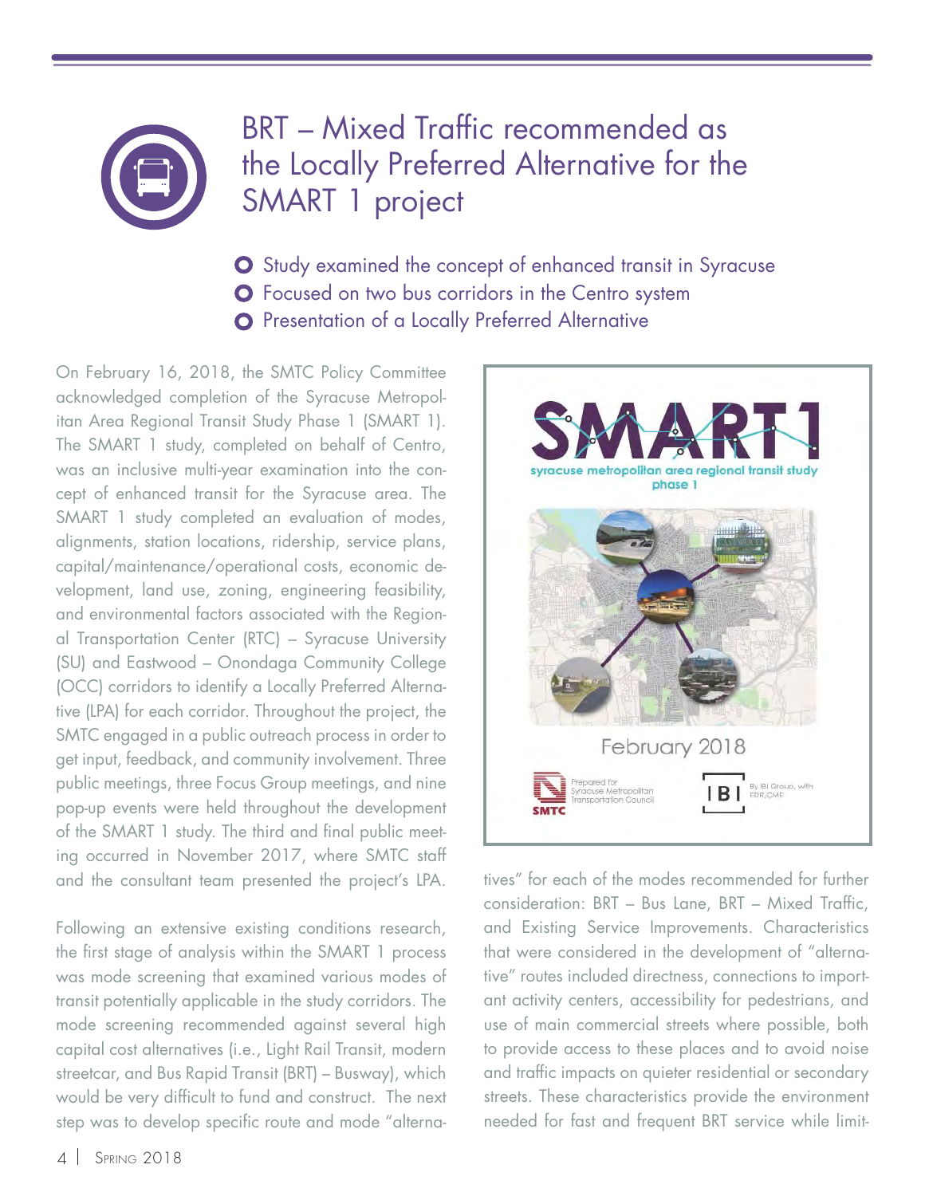# BRT – Mixed Traffic recommended as the Locally Preferred Alternative for the SMART 1 project

- Study examined the concept of enhanced transit in Syracuse
- Focused on two bus corridors in the Centro system
- Presentation of a Locally Preferred Alternative

On February 16, 2018, the SMTC Policy Committee acknowledged completion of the Syracuse Metropolitan Area Regional Transit Study Phase 1 (SMART 1). The SMART 1 study, completed on behalf of Centro, was an inclusive multi-year examination into the concept of enhanced transit for the Syracuse area. The SMART 1 study completed an evaluation of modes, alignments, station locations, ridership, service plans, capital/maintenance/operational costs, economic development, land use, zoning, engineering feasibility, and environmental factors associated with the Regional Transportation Center (RTC) – Syracuse University (SU) and Eastwood – Onondaga Community College (OCC) corridors to identify a Locally Preferred Alternative (LPA) for each corridor. Throughout the project, the SMTC engaged in a public outreach process in order to get input, feedback, and community involvement. Three public meetings, three Focus Group meetings, and nine pop-up events were held throughout the development of the SMART 1 study. The third and final public meeting occurred in November 2017, where SMTC staff and the consultant team presented the project's LPA.

Following an extensive existing conditions research, the first stage of analysis within the SMART 1 process was mode screening that examined various modes of transit potentially applicable in the study corridors. The mode screening recommended against several high capital cost alternatives (i.e., Light Rail Transit, modern streetcar, and Bus Rapid Transit (BRT) – Busway), which would be very difficult to fund and construct. The next step was to develop specific route and mode "alternatives" for each of the modes recommended for further consideration: BRT – Bus Lane, BRT – Mixed Traffic, and Existing Service Improvements. Characteristics that were considered in the development of "alternative" routes included directness, connections to important activity centers, accessibility for pedestrians, and use of main commercial streets where possible, both to provide access to these places and to avoid noise and traffic impacts on quieter residential or secondary streets. These characteristics provide the environment needed for fast and frequent BRT service while limit-

SMART 1
syracuse metropolitan area regional transit study
phase 1

February 2018

Prepared for Syracuse Metropolitan Transportation Council — SMTC

By IBI Group, with EDR, CME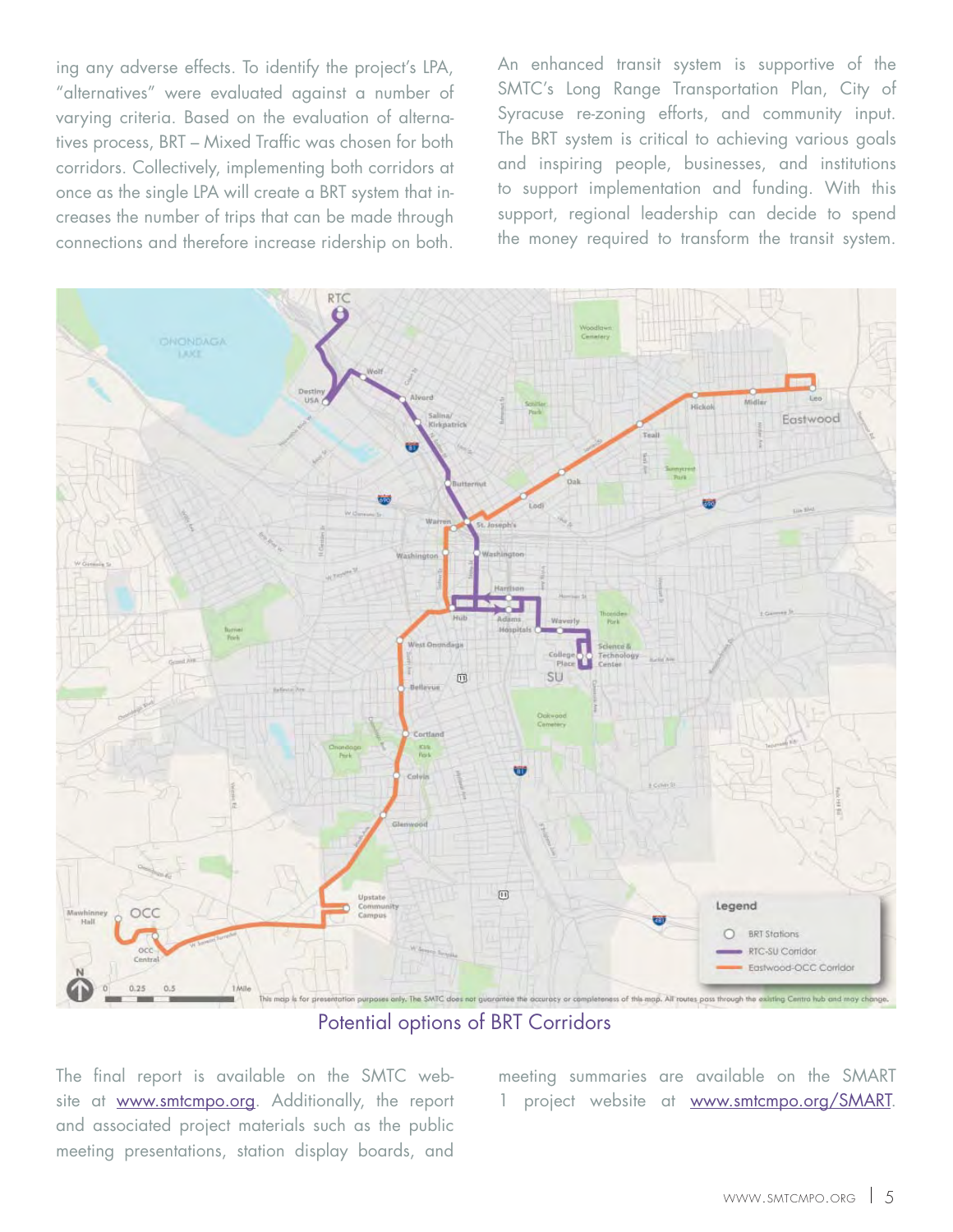ing any adverse effects. To identify the project's LPA, "alternatives" were evaluated against a number of varying criteria. Based on the evaluation of alternatives process, BRT – Mixed Traffic was chosen for both corridors. Collectively, implementing both corridors at once as the single LPA will create a BRT system that increases the number of trips that can be made through connections and therefore increase ridership on both.

An enhanced transit system is supportive of the SMTC's Long Range Transportation Plan, City of Syracuse re-zoning efforts, and community input. The BRT system is critical to achieving various goals and inspiring people, businesses, and institutions to support implementation and funding. With this support, regional leadership can decide to spend the money required to transform the transit system.

Potential options of BRT Corridors

The final report is available on the SMTC website at www.smtcmpo.org. Additionally, the report and associated project materials such as the public meeting presentations, station display boards, and meeting summaries are available on the SMART 1 project website at www.smtcmpo.org/SMART.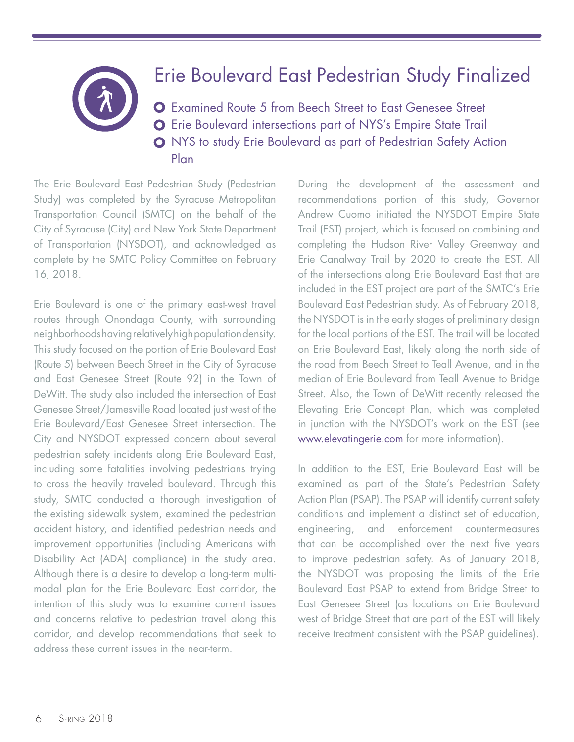# Erie Boulevard East Pedestrian Study Finalized

- Examined Route 5 from Beech Street to East Genesee Street
- Erie Boulevard intersections part of NYS's Empire State Trail
- NYS to study Erie Boulevard as part of Pedestrian Safety Action Plan

The Erie Boulevard East Pedestrian Study (Pedestrian Study) was completed by the Syracuse Metropolitan Transportation Council (SMTC) on the behalf of the City of Syracuse (City) and New York State Department of Transportation (NYSDOT), and acknowledged as complete by the SMTC Policy Committee on February 16, 2018.

Erie Boulevard is one of the primary east-west travel routes through Onondaga County, with surrounding neighborhoods having relatively high population density. This study focused on the portion of Erie Boulevard East (Route 5) between Beech Street in the City of Syracuse and East Genesee Street (Route 92) in the Town of DeWitt. The study also included the intersection of East Genesee Street/Jamesville Road located just west of the Erie Boulevard/East Genesee Street intersection. The City and NYSDOT expressed concern about several pedestrian safety incidents along Erie Boulevard East, including some fatalities involving pedestrians trying to cross the heavily traveled boulevard. Through this study, SMTC conducted a thorough investigation of the existing sidewalk system, examined the pedestrian accident history, and identified pedestrian needs and improvement opportunities (including Americans with Disability Act (ADA) compliance) in the study area. Although there is a desire to develop a long-term multi-modal plan for the Erie Boulevard East corridor, the intention of this study was to examine current issues and concerns relative to pedestrian travel along this corridor, and develop recommendations that seek to address these current issues in the near-term.

During the development of the assessment and recommendations portion of this study, Governor Andrew Cuomo initiated the NYSDOT Empire State Trail (EST) project, which is focused on combining and completing the Hudson River Valley Greenway and Erie Canalway Trail by 2020 to create the EST. All of the intersections along Erie Boulevard East that are included in the EST project are part of the SMTC's Erie Boulevard East Pedestrian study. As of February 2018, the NYSDOT is in the early stages of preliminary design for the local portions of the EST. The trail will be located on Erie Boulevard East, likely along the north side of the road from Beech Street to Teall Avenue, and in the median of Erie Boulevard from Teall Avenue to Bridge Street. Also, the Town of DeWitt recently released the Elevating Erie Concept Plan, which was completed in junction with the NYSDOT's work on the EST (see www.elevatingerie.com for more information).

In addition to the EST, Erie Boulevard East will be examined as part of the State's Pedestrian Safety Action Plan (PSAP). The PSAP will identify current safety conditions and implement a distinct set of education, engineering, and enforcement countermeasures that can be accomplished over the next five years to improve pedestrian safety. As of January 2018, the NYSDOT was proposing the limits of the Erie Boulevard East PSAP to extend from Bridge Street to East Genesee Street (as locations on Erie Boulevard west of Bridge Street that are part of the EST will likely receive treatment consistent with the PSAP guidelines).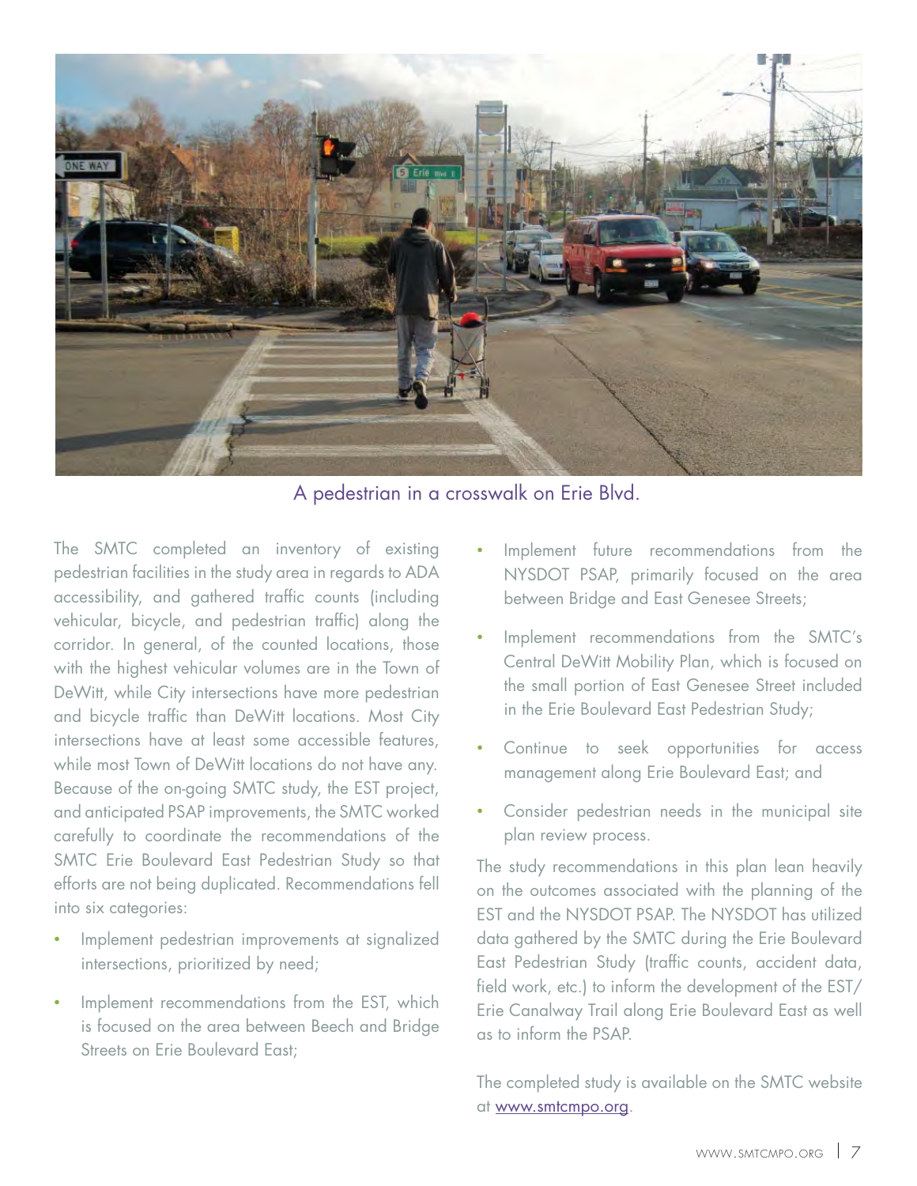A pedestrian in a crosswalk on Erie Blvd.

The SMTC completed an inventory of existing pedestrian facilities in the study area in regards to ADA accessibility, and gathered traffic counts (including vehicular, bicycle, and pedestrian traffic) along the corridor. In general, of the counted locations, those with the highest vehicular volumes are in the Town of DeWitt, while City intersections have more pedestrian and bicycle traffic than DeWitt locations. Most City intersections have at least some accessible features, while most Town of DeWitt locations do not have any. Because of the on-going SMTC study, the EST project, and anticipated PSAP improvements, the SMTC worked carefully to coordinate the recommendations of the SMTC Erie Boulevard East Pedestrian Study so that efforts are not being duplicated. Recommendations fell into six categories:

- Implement pedestrian improvements at signalized intersections, prioritized by need;
- Implement recommendations from the EST, which is focused on the area between Beech and Bridge Streets on Erie Boulevard East;
- Implement future recommendations from the NYSDOT PSAP, primarily focused on the area between Bridge and East Genesee Streets;
- Implement recommendations from the SMTC's Central DeWitt Mobility Plan, which is focused on the small portion of East Genesee Street included in the Erie Boulevard East Pedestrian Study;
- Continue to seek opportunities for access management along Erie Boulevard East; and
- Consider pedestrian needs in the municipal site plan review process.

The study recommendations in this plan lean heavily on the outcomes associated with the planning of the EST and the NYSDOT PSAP. The NYSDOT has utilized data gathered by the SMTC during the Erie Boulevard East Pedestrian Study (traffic counts, accident data, field work, etc.) to inform the development of the EST/ Erie Canalway Trail along Erie Boulevard East as well as to inform the PSAP.

The completed study is available on the SMTC website at www.smtcmpo.org.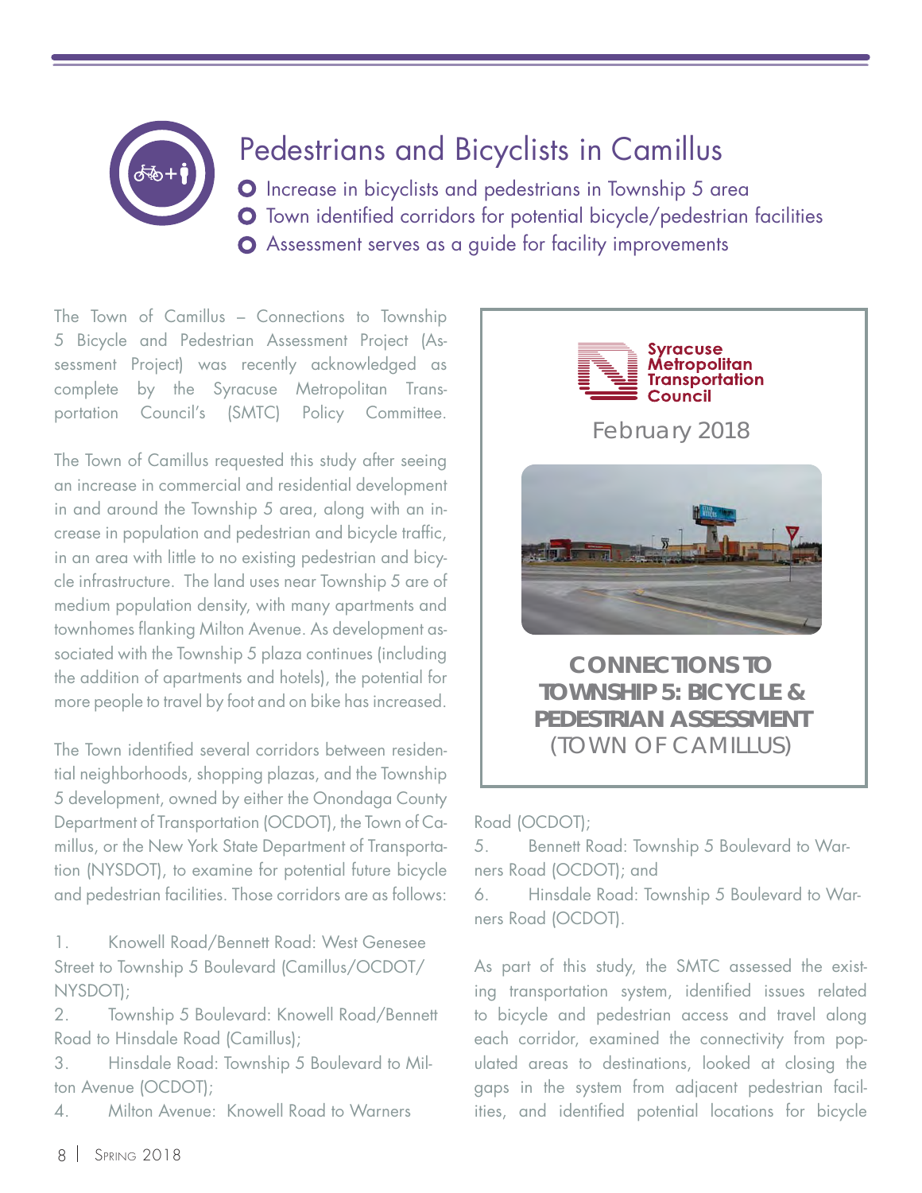# Pedestrians and Bicyclists in Camillus

- Increase in bicyclists and pedestrians in Township 5 area
- Town identified corridors for potential bicycle/pedestrian facilities
- Assessment serves as a guide for facility improvements

The Town of Camillus – Connections to Township 5 Bicycle and Pedestrian Assessment Project (Assessment Project) was recently acknowledged as complete by the Syracuse Metropolitan Transportation Council's (SMTC) Policy Committee.

The Town of Camillus requested this study after seeing an increase in commercial and residential development in and around the Township 5 area, along with an increase in population and pedestrian and bicycle traffic, in an area with little to no existing pedestrian and bicycle infrastructure. The land uses near Township 5 are of medium population density, with many apartments and townhomes flanking Milton Avenue. As development associated with the Township 5 plaza continues (including the addition of apartments and hotels), the potential for more people to travel by foot and on bike has increased.

The Town identified several corridors between residential neighborhoods, shopping plazas, and the Township 5 development, owned by either the Onondaga County Department of Transportation (OCDOT), the Town of Camillus, or the New York State Department of Transportation (NYSDOT), to examine for potential future bicycle and pedestrian facilities. Those corridors are as follows:

1. Knowell Road/Bennett Road: West Genesee Street to Township 5 Boulevard (Camillus/OCDOT/NYSDOT);
2. Township 5 Boulevard: Knowell Road/Bennett Road to Hinsdale Road (Camillus);
3. Hinsdale Road: Township 5 Boulevard to Milton Avenue (OCDOT);
4. Milton Avenue: Knowell Road to Warners Road (OCDOT);
5. Bennett Road: Township 5 Boulevard to Warners Road (OCDOT); and
6. Hinsdale Road: Township 5 Boulevard to Warners Road (OCDOT).

> Syracuse Metropolitan Transportation Council
>
> February 2018
>
> **CONNECTIONS TO TOWNSHIP 5: BICYCLE & PEDESTRIAN ASSESSMENT**
> (TOWN OF CAMILLUS)

As part of this study, the SMTC assessed the existing transportation system, identified issues related to bicycle and pedestrian access and travel along each corridor, examined the connectivity from populated areas to destinations, looked at closing the gaps in the system from adjacent pedestrian facilities, and identified potential locations for bicycle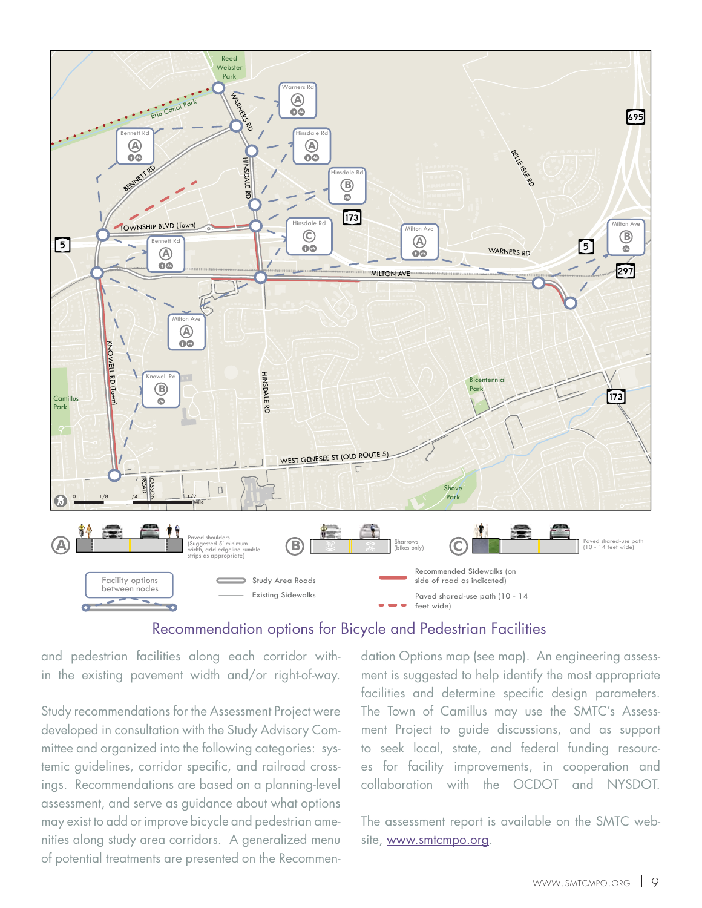A — Paved shoulders (Suggested 5' minimum width, add edgeline rumble strips as appropriate)

B — Sharrows (bikes only)

C — Paved shared-use path (10 - 14 feet wide)

Facility options between nodes

Study Area Roads

Existing Sidewalks

Recommended Sidewalks (on side of road as indicated)

Paved shared-use path (10 - 14 feet wide)

## Recommendation options for Bicycle and Pedestrian Facilities

and pedestrian facilities along each corridor within the existing pavement width and/or right-of-way.

Study recommendations for the Assessment Project were developed in consultation with the Study Advisory Committee and organized into the following categories: systemic guidelines, corridor specific, and railroad crossings. Recommendations are based on a planning-level assessment, and serve as guidance about what options may exist to add or improve bicycle and pedestrian amenities along study area corridors. A generalized menu of potential treatments are presented on the Recommendation Options map (see map). An engineering assessment is suggested to help identify the most appropriate facilities and determine specific design parameters. The Town of Camillus may use the SMTC's Assessment Project to guide discussions, and as support to seek local, state, and federal funding resources for facility improvements, in cooperation and collaboration with the OCDOT and NYSDOT.

The assessment report is available on the SMTC website, www.smtcmpo.org.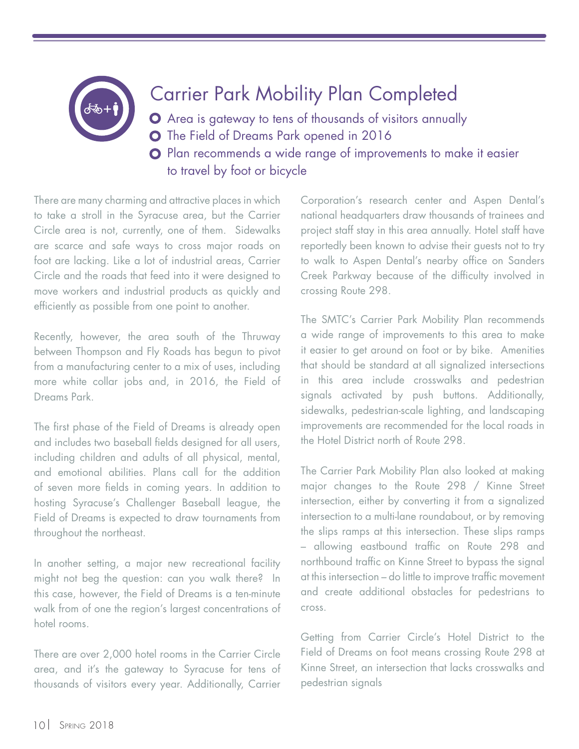# Carrier Park Mobility Plan Completed

- Area is gateway to tens of thousands of visitors annually
- The Field of Dreams Park opened in 2016
- Plan recommends a wide range of improvements to make it easier to travel by foot or bicycle

There are many charming and attractive places in which to take a stroll in the Syracuse area, but the Carrier Circle area is not, currently, one of them. Sidewalks are scarce and safe ways to cross major roads on foot are lacking. Like a lot of industrial areas, Carrier Circle and the roads that feed into it were designed to move workers and industrial products as quickly and efficiently as possible from one point to another.

Recently, however, the area south of the Thruway between Thompson and Fly Roads has begun to pivot from a manufacturing center to a mix of uses, including more white collar jobs and, in 2016, the Field of Dreams Park.

The first phase of the Field of Dreams is already open and includes two baseball fields designed for all users, including children and adults of all physical, mental, and emotional abilities. Plans call for the addition of seven more fields in coming years. In addition to hosting Syracuse's Challenger Baseball league, the Field of Dreams is expected to draw tournaments from throughout the northeast.

In another setting, a major new recreational facility might not beg the question: can you walk there? In this case, however, the Field of Dreams is a ten-minute walk from of one the region's largest concentrations of hotel rooms.

There are over 2,000 hotel rooms in the Carrier Circle area, and it's the gateway to Syracuse for tens of thousands of visitors every year. Additionally, Carrier Corporation's research center and Aspen Dental's national headquarters draw thousands of trainees and project staff stay in this area annually. Hotel staff have reportedly been known to advise their guests not to try to walk to Aspen Dental's nearby office on Sanders Creek Parkway because of the difficulty involved in crossing Route 298.

The SMTC's Carrier Park Mobility Plan recommends a wide range of improvements to this area to make it easier to get around on foot or by bike. Amenities that should be standard at all signalized intersections in this area include crosswalks and pedestrian signals activated by push buttons. Additionally, sidewalks, pedestrian-scale lighting, and landscaping improvements are recommended for the local roads in the Hotel District north of Route 298.

The Carrier Park Mobility Plan also looked at making major changes to the Route 298 / Kinne Street intersection, either by converting it from a signalized intersection to a multi-lane roundabout, or by removing the slips ramps at this intersection. These slips ramps – allowing eastbound traffic on Route 298 and northbound traffic on Kinne Street to bypass the signal at this intersection – do little to improve traffic movement and create additional obstacles for pedestrians to cross.

Getting from Carrier Circle's Hotel District to the Field of Dreams on foot means crossing Route 298 at Kinne Street, an intersection that lacks crosswalks and pedestrian signals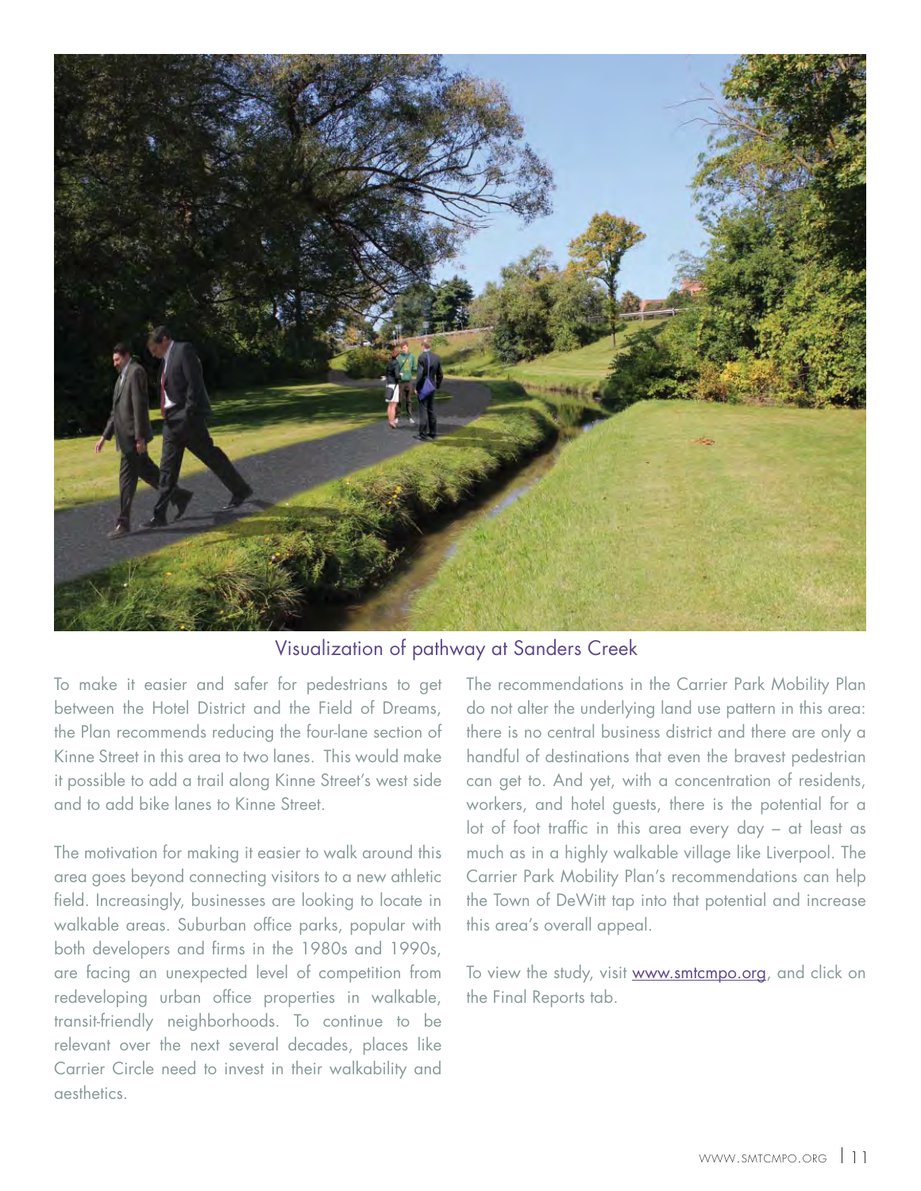Visualization of pathway at Sanders Creek

To make it easier and safer for pedestrians to get between the Hotel District and the Field of Dreams, the Plan recommends reducing the four-lane section of Kinne Street in this area to two lanes. This would make it possible to add a trail along Kinne Street's west side and to add bike lanes to Kinne Street.

The motivation for making it easier to walk around this area goes beyond connecting visitors to a new athletic field. Increasingly, businesses are looking to locate in walkable areas. Suburban office parks, popular with both developers and firms in the 1980s and 1990s, are facing an unexpected level of competition from redeveloping urban office properties in walkable, transit-friendly neighborhoods. To continue to be relevant over the next several decades, places like Carrier Circle need to invest in their walkability and aesthetics.

The recommendations in the Carrier Park Mobility Plan do not alter the underlying land use pattern in this area: there is no central business district and there are only a handful of destinations that even the bravest pedestrian can get to. And yet, with a concentration of residents, workers, and hotel guests, there is the potential for a lot of foot traffic in this area every day – at least as much as in a highly walkable village like Liverpool. The Carrier Park Mobility Plan's recommendations can help the Town of DeWitt tap into that potential and increase this area's overall appeal.

To view the study, visit www.smtcmpo.org, and click on the Final Reports tab.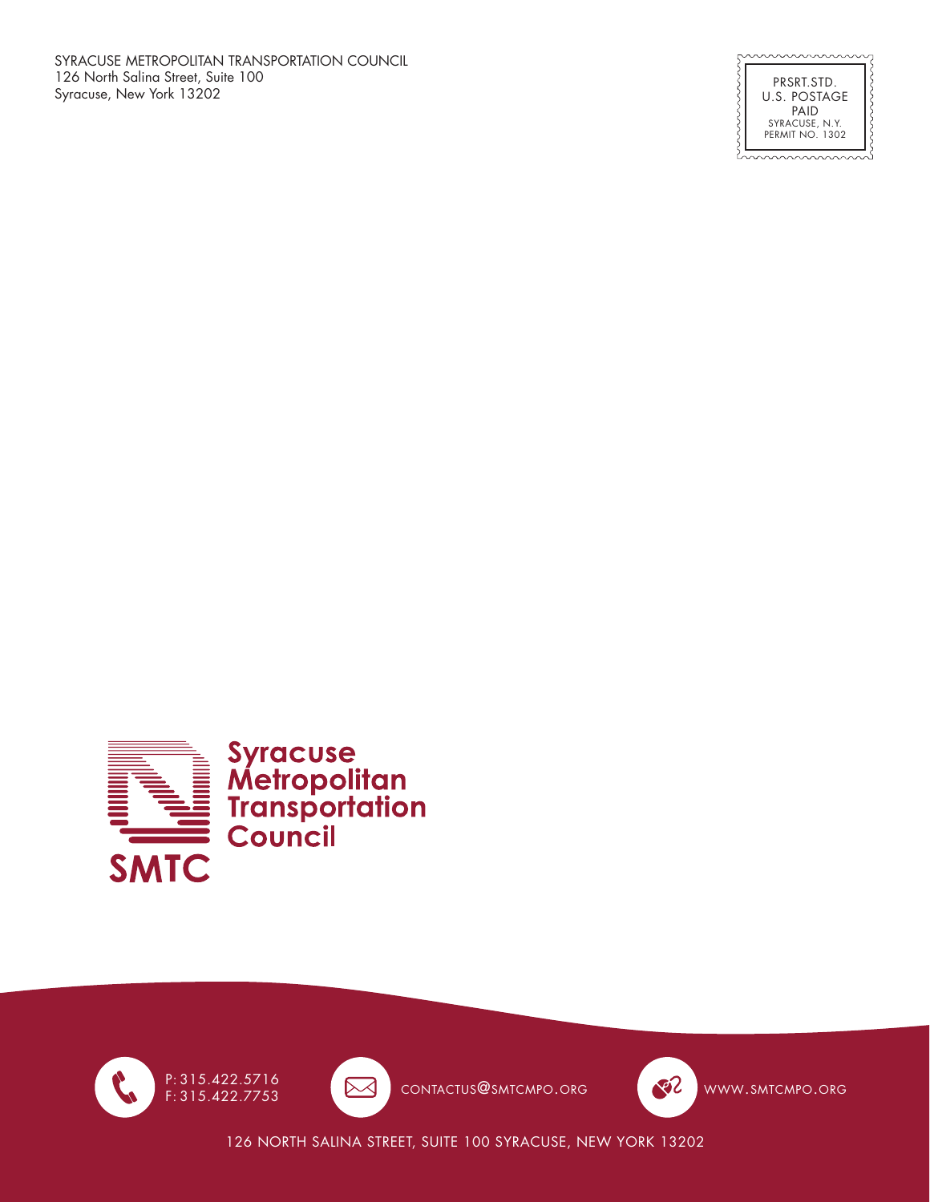SYRACUSE METROPOLITAN TRANSPORTATION COUNCIL
126 North Salina Street, Suite 100
Syracuse, New York 13202

PRSRT.STD.
U.S. POSTAGE
PAID
SYRACUSE, N.Y.
PERMIT NO. 1302

Syracuse
Metropolitan
Transportation
Council

SMTC

P: 315.422.5716
F: 315.422.7753

CONTACTUS@SMTCMPO.ORG

WWW.SMTCMPO.ORG

126 NORTH SALINA STREET, SUITE 100 SYRACUSE, NEW YORK 13202